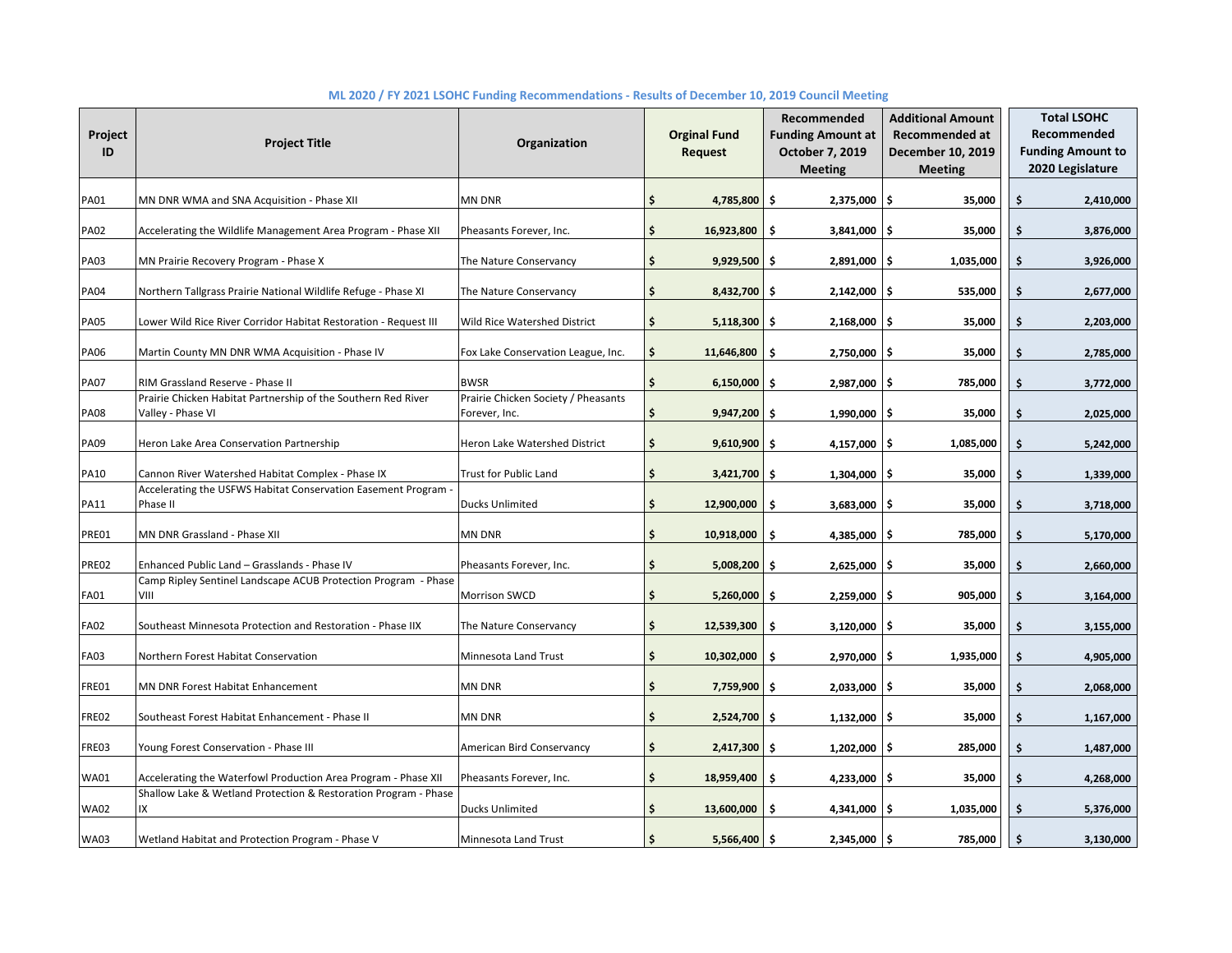## ML 2020 / FY 2021 LSOHC Funding Recommendations - Results of December 10, 2019 Council Meeting

| Project ID | Project Title | Organization | Orginal Fund Request | Recommended Funding Amount at October 7, 2019 Meeting | Additional Amount Recommended at December 10, 2019 Meeting | Total LSOHC Recommended Funding Amount to 2020 Legislature |
|---|---|---|---|---|---|---|
| PA01 | MN DNR WMA and SNA Acquisition - Phase XII | MN DNR | $ 4,785,800 | $ 2,375,000 | $ 35,000 | $ 2,410,000 |
| PA02 | Accelerating the Wildlife Management Area Program - Phase XII | Pheasants Forever, Inc. | $ 16,923,800 | $ 3,841,000 | $ 35,000 | $ 3,876,000 |
| PA03 | MN Prairie Recovery Program - Phase X | The Nature Conservancy | $ 9,929,500 | $ 2,891,000 | $ 1,035,000 | $ 3,926,000 |
| PA04 | Northern Tallgrass Prairie National Wildlife Refuge - Phase XI | The Nature Conservancy | $ 8,432,700 | $ 2,142,000 | $ 535,000 | $ 2,677,000 |
| PA05 | Lower Wild Rice River Corridor Habitat Restoration - Request III | Wild Rice Watershed District | $ 5,118,300 | $ 2,168,000 | $ 35,000 | $ 2,203,000 |
| PA06 | Martin County MN DNR WMA Acquisition - Phase IV | Fox Lake Conservation League, Inc. | $ 11,646,800 | $ 2,750,000 | $ 35,000 | $ 2,785,000 |
| PA07 | RIM Grassland Reserve - Phase II | BWSR | $ 6,150,000 | $ 2,987,000 | $ 785,000 | $ 3,772,000 |
| PA08 | Prairie Chicken Habitat Partnership of the Southern Red River Valley - Phase VI | Prairie Chicken Society / Pheasants Forever, Inc. | $ 9,947,200 | $ 1,990,000 | $ 35,000 | $ 2,025,000 |
| PA09 | Heron Lake Area Conservation Partnership | Heron Lake Watershed District | $ 9,610,900 | $ 4,157,000 | $ 1,085,000 | $ 5,242,000 |
| PA10 | Cannon River Watershed Habitat Complex - Phase IX | Trust for Public Land | $ 3,421,700 | $ 1,304,000 | $ 35,000 | $ 1,339,000 |
| PA11 | Accelerating the USFWS Habitat Conservation Easement Program - Phase II | Ducks Unlimited | $ 12,900,000 | $ 3,683,000 | $ 35,000 | $ 3,718,000 |
| PRE01 | MN DNR Grassland - Phase XII | MN DNR | $ 10,918,000 | $ 4,385,000 | $ 785,000 | $ 5,170,000 |
| PRE02 | Enhanced Public Land – Grasslands - Phase IV | Pheasants Forever, Inc. | $ 5,008,200 | $ 2,625,000 | $ 35,000 | $ 2,660,000 |
| FA01 | Camp Ripley Sentinel Landscape ACUB Protection Program - Phase VIII | Morrison SWCD | $ 5,260,000 | $ 2,259,000 | $ 905,000 | $ 3,164,000 |
| FA02 | Southeast Minnesota Protection and Restoration - Phase IIX | The Nature Conservancy | $ 12,539,300 | $ 3,120,000 | $ 35,000 | $ 3,155,000 |
| FA03 | Northern Forest Habitat Conservation | Minnesota Land Trust | $ 10,302,000 | $ 2,970,000 | $ 1,935,000 | $ 4,905,000 |
| FRE01 | MN DNR Forest Habitat Enhancement | MN DNR | $ 7,759,900 | $ 2,033,000 | $ 35,000 | $ 2,068,000 |
| FRE02 | Southeast Forest Habitat Enhancement - Phase II | MN DNR | $ 2,524,700 | $ 1,132,000 | $ 35,000 | $ 1,167,000 |
| FRE03 | Young Forest Conservation - Phase III | American Bird Conservancy | $ 2,417,300 | $ 1,202,000 | $ 285,000 | $ 1,487,000 |
| WA01 | Accelerating the Waterfowl Production Area Program - Phase XII | Pheasants Forever, Inc. | $ 18,959,400 | $ 4,233,000 | $ 35,000 | $ 4,268,000 |
| WA02 | Shallow Lake & Wetland Protection & Restoration Program - Phase IX | Ducks Unlimited | $ 13,600,000 | $ 4,341,000 | $ 1,035,000 | $ 5,376,000 |
| WA03 | Wetland Habitat and Protection Program - Phase V | Minnesota Land Trust | $ 5,566,400 | $ 2,345,000 | $ 785,000 | $ 3,130,000 |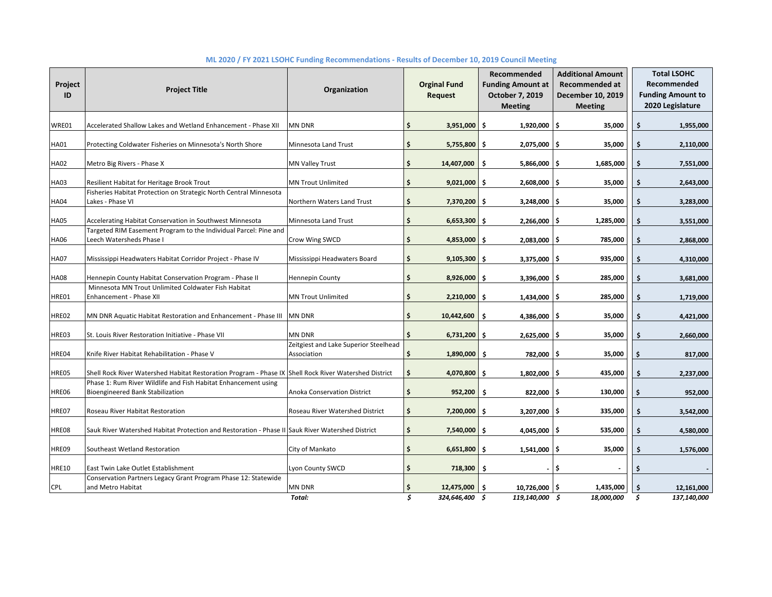## ML 2020 / FY 2021 LSOHC Funding Recommendations - Results of December 10, 2019 Council Meeting

| Project ID | Project Title | Organization | Orginal Fund Request | Recommended Funding Amount at October 7, 2019 Meeting | Additional Amount Recommended at December 10, 2019 Meeting | Total LSOHC Recommended Funding Amount to 2020 Legislature |
|---|---|---|---|---|---|---|
| WRE01 | Accelerated Shallow Lakes and Wetland Enhancement - Phase XII | MN DNR | $ 3,951,000 | $ 1,920,000 | $ 35,000 | $ 1,955,000 |
| HA01 | Protecting Coldwater Fisheries on Minnesota's North Shore | Minnesota Land Trust | $ 5,755,800 | $ 2,075,000 | $ 35,000 | $ 2,110,000 |
| HA02 | Metro Big Rivers - Phase X | MN Valley Trust | $ 14,407,000 | $ 5,866,000 | $ 1,685,000 | $ 7,551,000 |
| HA03 | Resilient Habitat for Heritage Brook Trout | MN Trout Unlimited | $ 9,021,000 | $ 2,608,000 | $ 35,000 | $ 2,643,000 |
| HA04 | Fisheries Habitat Protection on Strategic North Central Minnesota Lakes - Phase VI | Northern Waters Land Trust | $ 7,370,200 | $ 3,248,000 | $ 35,000 | $ 3,283,000 |
| HA05 | Accelerating Habitat Conservation in Southwest Minnesota | Minnesota Land Trust | $ 6,653,300 | $ 2,266,000 | $ 1,285,000 | $ 3,551,000 |
| HA06 | Targeted RIM Easement Program to the Individual Parcel: Pine and Leech Watersheds Phase I | Crow Wing SWCD | $ 4,853,000 | $ 2,083,000 | $ 785,000 | $ 2,868,000 |
| HA07 | Mississippi Headwaters Habitat Corridor Project - Phase IV | Mississippi Headwaters Board | $ 9,105,300 | $ 3,375,000 | $ 935,000 | $ 4,310,000 |
| HA08 | Hennepin County Habitat Conservation Program - Phase II | Hennepin County | $ 8,926,000 | $ 3,396,000 | $ 285,000 | $ 3,681,000 |
| HRE01 | Minnesota MN Trout Unlimited Coldwater Fish Habitat Enhancement - Phase XII | MN Trout Unlimited | $ 2,210,000 | $ 1,434,000 | $ 285,000 | $ 1,719,000 |
| HRE02 | MN DNR Aquatic Habitat Restoration and Enhancement - Phase III | MN DNR | $ 10,442,600 | $ 4,386,000 | $ 35,000 | $ 4,421,000 |
| HRE03 | St. Louis River Restoration Initiative - Phase VII | MN DNR | $ 6,731,200 | $ 2,625,000 | $ 35,000 | $ 2,660,000 |
| HRE04 | Knife River Habitat Rehabilitation - Phase V | Zeitgiest and Lake Superior Steelhead Association | $ 1,890,000 | $ 782,000 | $ 35,000 | $ 817,000 |
| HRE05 | Shell Rock River Watershed Habitat Restoration Program - Phase IX | Shell Rock River Watershed District | $ 4,070,800 | $ 1,802,000 | $ 435,000 | $ 2,237,000 |
| HRE06 | Phase 1: Rum River Wildlife and Fish Habitat Enhancement using Bioengineered Bank Stabilization | Anoka Conservation District | $ 952,200 | $ 822,000 | $ 130,000 | $ 952,000 |
| HRE07 | Roseau River Habitat Restoration | Roseau River Watershed District | $ 7,200,000 | $ 3,207,000 | $ 335,000 | $ 3,542,000 |
| HRE08 | Sauk River Watershed Habitat Protection and Restoration - Phase II | Sauk River Watershed District | $ 7,540,000 | $ 4,045,000 | $ 535,000 | $ 4,580,000 |
| HRE09 | Southeast Wetland Restoration | City of Mankato | $ 6,651,800 | $ 1,541,000 | $ 35,000 | $ 1,576,000 |
| HRE10 | East Twin Lake Outlet Establishment | Lyon County SWCD | $ 718,300 | $ - | $ - | $ - |
| CPL | Conservation Partners Legacy Grant Program Phase 12: Statewide and Metro Habitat | MN DNR | $ 12,475,000 | $ 10,726,000 | $ 1,435,000 | $ 12,161,000 |
| | | *Total:* | *$ 324,646,400* | *$ 119,140,000* | *$ 18,000,000* | *$ 137,140,000* |